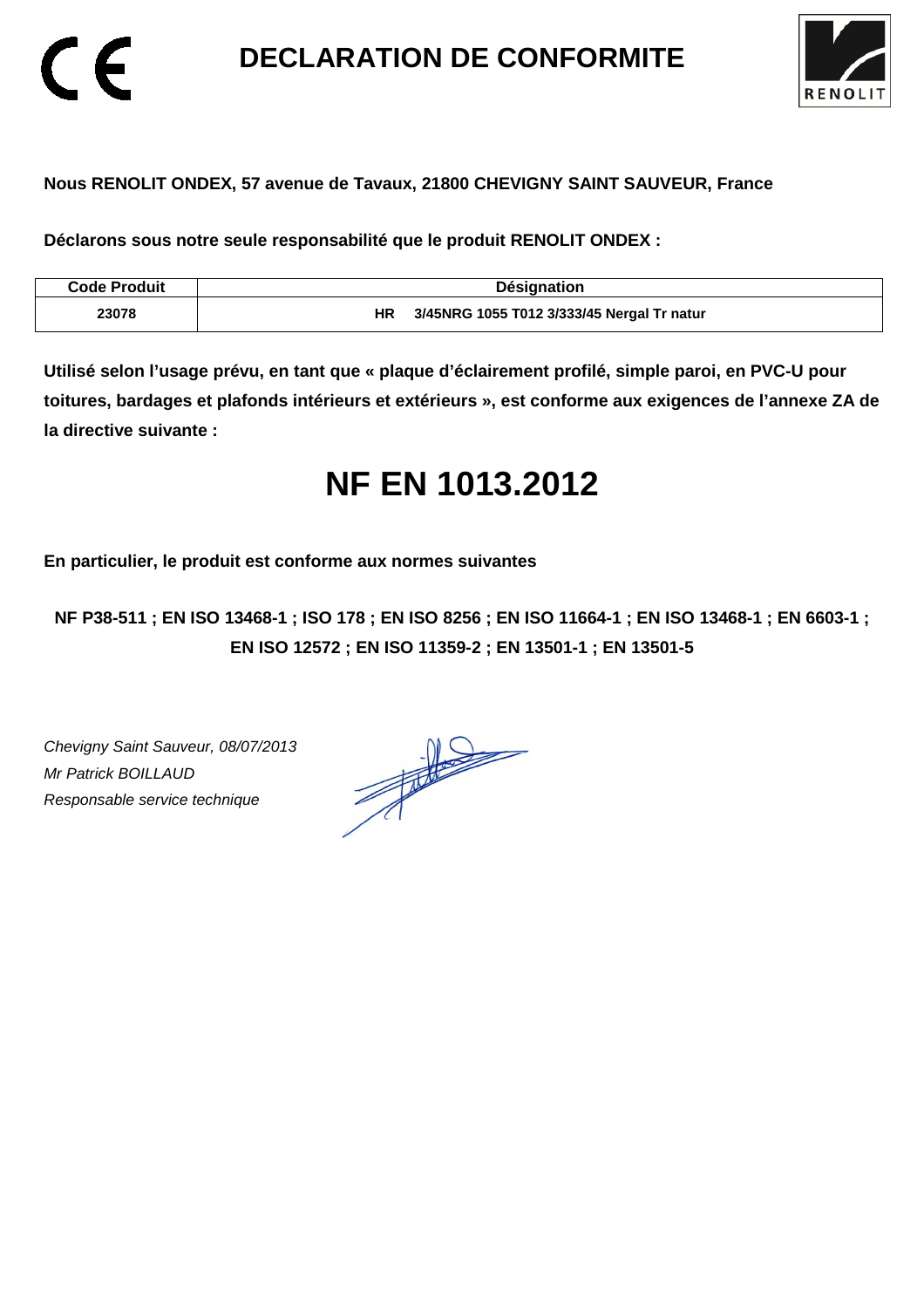# DECLARATION DE CONFORMITE

**Nous RENOLIT ONDEX, 57 avenue de Tavaux, 21800 CHEVIGNY SAINT SAUVEUR, France**

**Déclarons sous notre seule responsabilité que le produit RENOLIT ONDEX :**

| Code Produit | Désignation |
|---|---|
| 23078 | HR 3/45NRG 1055 T012 3/333/45 Nergal Tr natur |

**Utilisé selon l'usage prévu, en tant que « plaque d'éclairement profilé, simple paroi, en PVC-U pour toitures, bardages et plafonds intérieurs et extérieurs », est conforme aux exigences de l'annexe ZA de la directive suivante :**

# NF EN 1013.2012

**En particulier, le produit est conforme aux normes suivantes**

**NF P38-511 ; EN ISO 13468-1 ; ISO 178 ; EN ISO 8256 ; EN ISO 11664-1 ; EN ISO 13468-1 ; EN 6603-1 ; EN ISO 12572 ; EN ISO 11359-2 ; EN 13501-1 ; EN 13501-5**

*Chevigny Saint Sauveur, 08/07/2013*
*Mr Patrick BOILLAUD*
*Responsable service technique*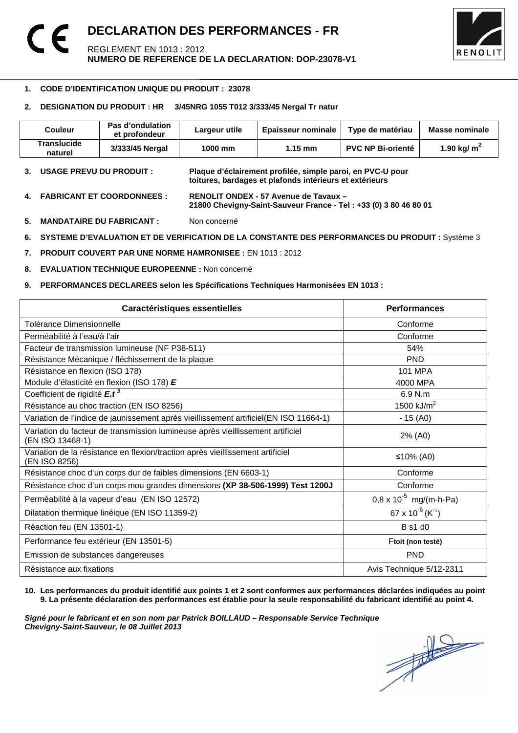# DECLARATION DES PERFORMANCES - FR

REGLEMENT EN 1013 : 2012
**NUMERO DE REFERENCE DE LA DECLARATION: DOP-23078-V1**

1. **CODE D'IDENTIFICATION UNIQUE DU PRODUIT : 23078**

2. **DESIGNATION DU PRODUIT : HR 3/45NRG 1055 T012 3/333/45 Nergal Tr natur**

| Couleur | Pas d'ondulation et profondeur | Largeur utile | Epaisseur nominale | Type de matériau | Masse nominale |
|---|---|---|---|---|---|
| **Translucide naturel** | **3/333/45 Nergal** | **1000 mm** | **1.15 mm** | **PVC NP Bi-orienté** | **1.90 kg/ m$^2$** |

3. **USAGE PREVU DU PRODUIT :** **Plaque d'éclairement profilée, simple paroi, en PVC-U pour toitures, bardages et plafonds intérieurs et extérieurs**

4. **FABRICANT ET COORDONNEES :** **RENOLIT ONDEX - 57 Avenue de Tavaux – 21800 Chevigny-Saint-Sauveur France - Tel : +33 (0) 3 80 46 80 01**

5. **MANDATAIRE DU FABRICANT :** Non concerné

6. **SYSTEME D'EVALUATION ET DE VERIFICATION DE LA CONSTANTE DES PERFORMANCES DU PRODUIT :** Système 3

7. **PRODUIT COUVERT PAR UNE NORME HAMRONISEE :** EN 1013 : 2012

8. **EVALUATION TECHNIQUE EUROPEENNE :** Non concerné

9. **PERFORMANCES DECLAREES selon les Spécifications Techniques Harmonisées EN 1013 :**

| Caractéristiques essentielles | Performances |
|---|---|
| Tolérance Dimensionnelle | Conforme |
| Perméabilité à l'eau/à l'air | Conforme |
| Facteur de transmission lumineuse (NF P38-511) | 54% |
| Résistance Mécanique / fléchissement de la plaque | PND |
| Résistance en flexion (ISO 178) | 101 MPA |
| Module d'élasticité en flexion (ISO 178) ***E*** | 4000 MPA |
| Coefficient de rigidité $\boldsymbol{E.t^3}$ | 6.9 N.m |
| Résistance au choc traction (EN ISO 8256) | 1500 kJ/m$^2$ |
| Variation de l'indice de jaunissement après vieillissement artificiel(EN ISO 11664-1) | - 15 (A0) |
| Variation du facteur de transmission lumineuse après vieillissement artificiel (EN ISO 13468-1) | 2% (A0) |
| Variation de la résistance en flexion/traction après vieillissement artificiel (EN ISO 8256) | ≤10% (A0) |
| Résistance choc d'un corps dur de faibles dimensions (EN 6603-1) | Conforme |
| Résistance choc d'un corps mou grandes dimensions **(XP 38-506-1999) Test 1200J** | Conforme |
| Perméabilité à la vapeur d'eau (EN ISO 12572) | $0,8 \times 10^{-5}$ mg/(m-h-Pa) |
| Dilatation thermique linéique (EN ISO 11359-2) | $67 \times 10^{-6}$ ($K^{-1}$) |
| Réaction feu (EN 13501-1) | B s1 d0 |
| Performance feu extérieur (EN 13501-5) | F**toit (non testé)** |
| Emission de substances dangereuses | PND |
| Résistance aux fixations | Avis Technique 5/12-2311 |

10. **Les performances du produit identifié aux points 1 et 2 sont conformes aux performances déclarées indiquées au point 9. La présente déclaration des performances est établie pour la seule responsabilité du fabricant identifié au point 4.**

***Signé pour le fabricant et en son nom par Patrick BOILLAUD – Responsable Service Technique***
***Chevigny-Saint-Sauveur, le 08 Juillet 2013***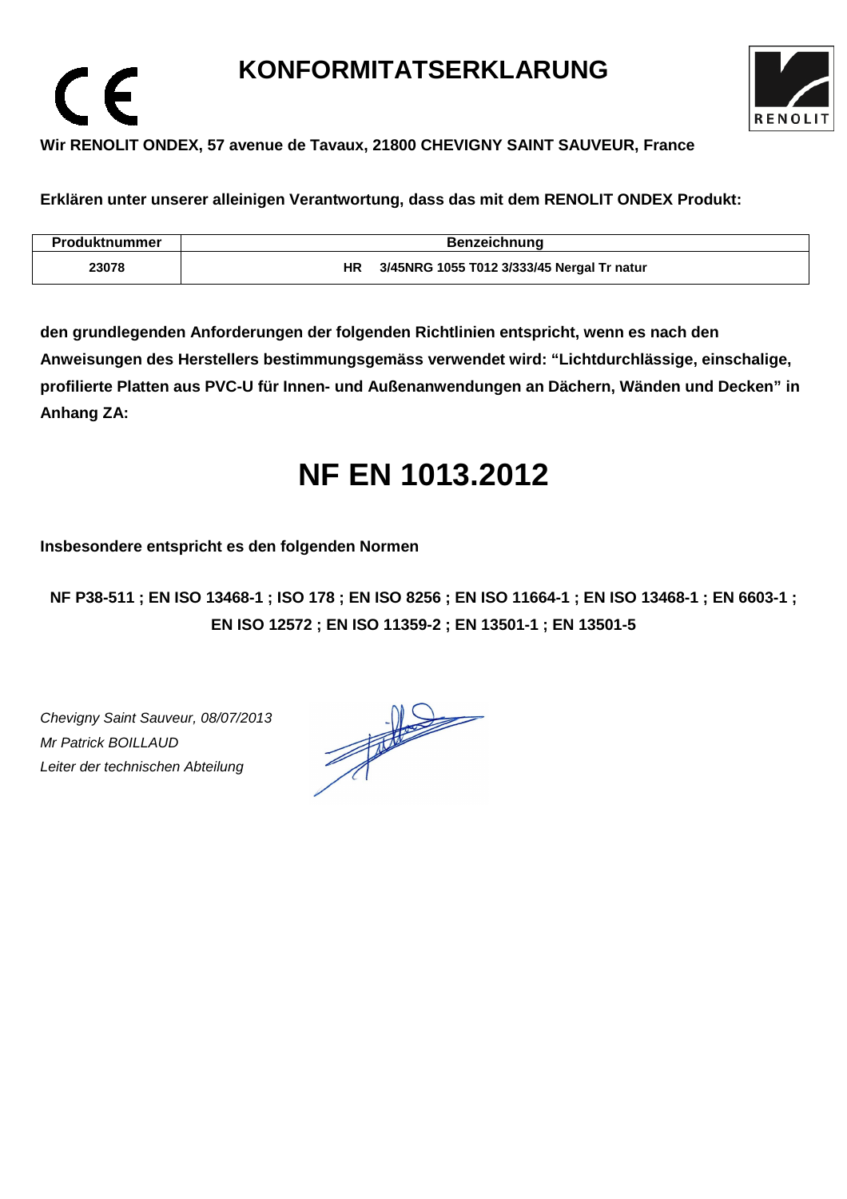# KONFORMITATSERKLARUNG

**Wir RENOLIT ONDEX, 57 avenue de Tavaux, 21800 CHEVIGNY SAINT SAUVEUR, France**

**Erklären unter unserer alleinigen Verantwortung, dass das mit dem RENOLIT ONDEX Produkt:**

| Produktnummer | Benzeichnung |
|---|---|
| 23078 | HR 3/45NRG 1055 T012 3/333/45 Nergal Tr natur |

**den grundlegenden Anforderungen der folgenden Richtlinien entspricht, wenn es nach den Anweisungen des Herstellers bestimmungsgemäss verwendet wird: “Lichtdurchlässige, einschalige, profilierte Platten aus PVC-U für Innen- und Außenanwendungen an Dächern, Wänden und Decken” in Anhang ZA:**

# NF EN 1013.2012

**Insbesondere entspricht es den folgenden Normen**

**NF P38-511 ; EN ISO 13468-1 ; ISO 178 ; EN ISO 8256 ; EN ISO 11664-1 ; EN ISO 13468-1 ; EN 6603-1 ; EN ISO 12572 ; EN ISO 11359-2 ; EN 13501-1 ; EN 13501-5**

*Chevigny Saint Sauveur, 08/07/2013*
*Mr Patrick BOILLAUD*
*Leiter der technischen Abteilung*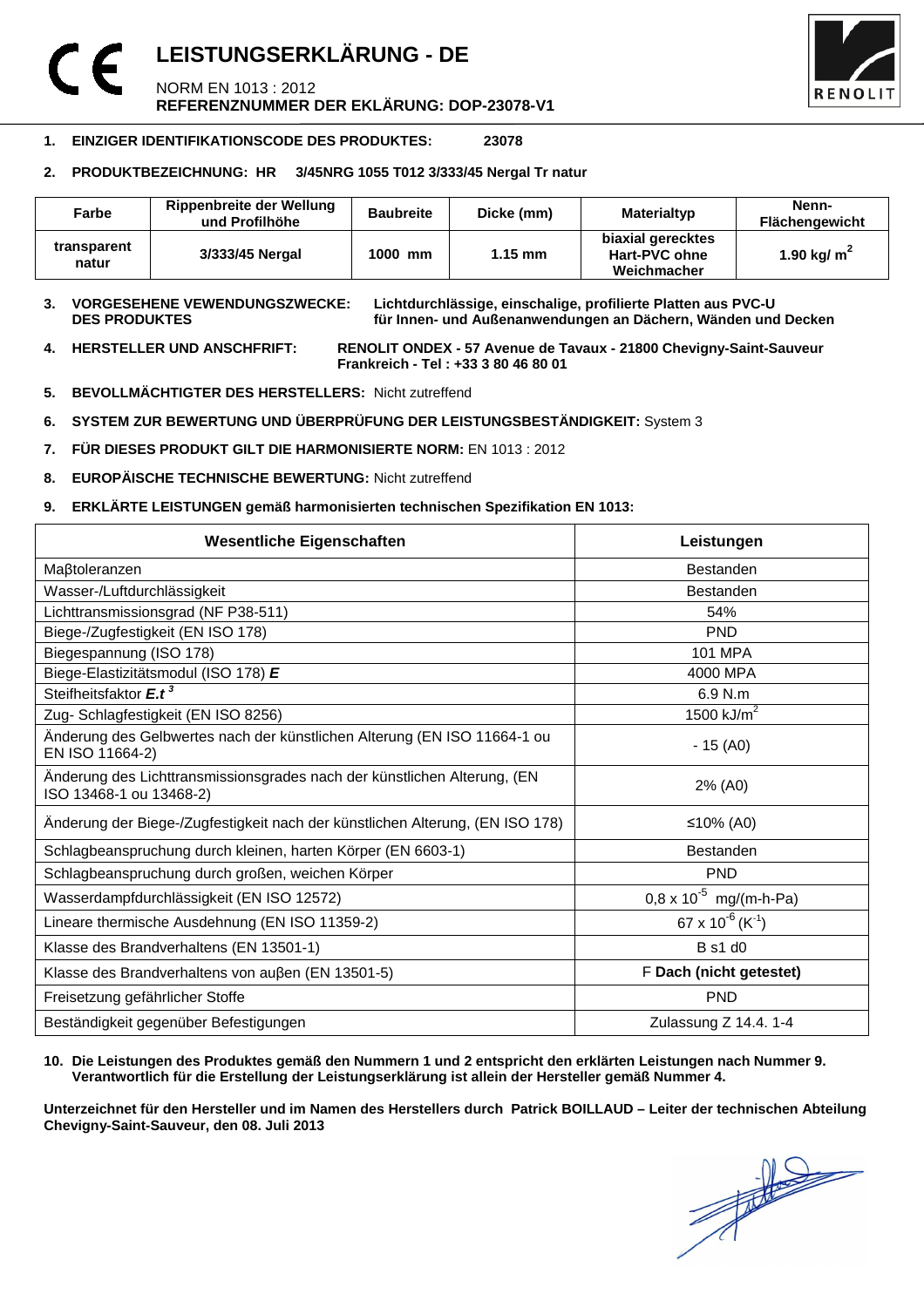# LEISTUNGSERKLÄRUNG - DE

NORM EN 1013 : 2012
**REFERENZNUMMER DER EKLÄRUNG: DOP-23078-V1**

1. **EINZIGER IDENTIFIKATIONSCODE DES PRODUKTES: 23078**

2. **PRODUKTBEZEICHNUNG: HR 3/45NRG 1055 T012 3/333/45 Nergal Tr natur**

| Farbe | Rippenbreite der Wellung und Profilhöhe | Baubreite | Dicke (mm) | Materialtyp | Nenn-Flächengewicht |
|---|---|---|---|---|---|
| transparent natur | 3/333/45 Nergal | 1000 mm | 1.15 mm | biaxial gerecktes Hart-PVC ohne Weichmacher | 1.90 kg/ $m^2$ |

3. **VORGESEHENE VEWENDUNGSZWECKE: DES PRODUKTES** **Lichtdurchlässige, einschalige, profilierte Platten aus PVC-U für Innen- und Außenanwendungen an Dächern, Wänden und Decken**

4. **HERSTELLER UND ANSCHFRIFT:** **RENOLIT ONDEX - 57 Avenue de Tavaux - 21800 Chevigny-Saint-Sauveur Frankreich - Tel : +33 3 80 46 80 01**

5. **BEVOLLMÄCHTIGTER DES HERSTELLERS:** Nicht zutreffend

6. **SYSTEM ZUR BEWERTUNG UND ÜBERPRÜFUNG DER LEISTUNGSBESTÄNDIGKEIT:** System 3

7. **FÜR DIESES PRODUKT GILT DIE HARMONISIERTE NORM:** EN 1013 : 2012

8. **EUROPÄISCHE TECHNISCHE BEWERTUNG:** Nicht zutreffend

9. **ERKLÄRTE LEISTUNGEN gemäß harmonisierten technischen Spezifikation EN 1013:**

| Wesentliche Eigenschaften | Leistungen |
|---|---|
| Maβtoleranzen | Bestanden |
| Wasser-/Luftdurchlässigkeit | Bestanden |
| Lichttransmissionsgrad (NF P38-511) | 54% |
| Biege-/Zugfestigkeit (EN ISO 178) | PND |
| Biegespannung (ISO 178) | 101 MPA |
| Biege-Elastizitätsmodul (ISO 178) ***E*** | 4000 MPA |
| Steifheitsfaktor $E.t^3$ | 6.9 N.m |
| Zug- Schlagfestigkeit (EN ISO 8256) | 1500 kJ/$m^2$ |
| Änderung des Gelbwertes nach der künstlichen Alterung (EN ISO 11664-1 ou EN ISO 11664-2) | - 15 (A0) |
| Änderung des Lichttransmissionsgrades nach der künstlichen Alterung, (EN ISO 13468-1 ou 13468-2) | 2% (A0) |
| Änderung der Biege-/Zugfestigkeit nach der künstlichen Alterung, (EN ISO 178) | ≤10% (A0) |
| Schlagbeanspruchung durch kleinen, harten Körper (EN 6603-1) | Bestanden |
| Schlagbeanspruchung durch großen, weichen Körper | PND |
| Wasserdampfdurchlässigkeit (EN ISO 12572) | $0,8 \times 10^{-5}$ mg/(m-h-Pa) |
| Lineare thermische Ausdehnung (EN ISO 11359-2) | $67 \times 10^{-6}$ ($K^{-1}$) |
| Klasse des Brandverhaltens (EN 13501-1) | B s1 d0 |
| Klasse des Brandverhaltens von auβen (EN 13501-5) | F **Dach (nicht getestet)** |
| Freisetzung gefährlicher Stoffe | PND |
| Beständigkeit gegenüber Befestigungen | Zulassung Z 14.4. 1-4 |

10. **Die Leistungen des Produktes gemäß den Nummern 1 und 2 entspricht den erklärten Leistungen nach Nummer 9. Verantwortlich für die Erstellung der Leistungserklärung ist allein der Hersteller gemäß Nummer 4.**

**Unterzeichnet für den Hersteller und im Namen des Herstellers durch Patrick BOILLAUD – Leiter der technischen Abteilung Chevigny-Saint-Sauveur, den 08. Juli 2013**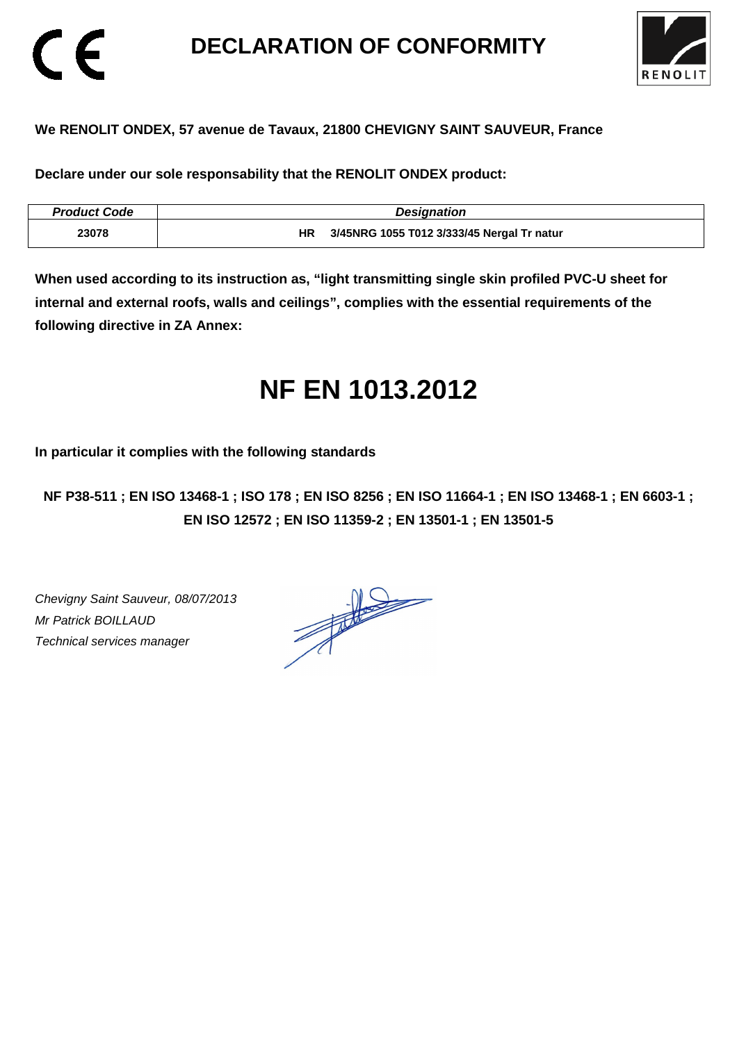# DECLARATION OF CONFORMITY

**We RENOLIT ONDEX, 57 avenue de Tavaux, 21800 CHEVIGNY SAINT SAUVEUR, France**

**Declare under our sole responsability that the RENOLIT ONDEX product:**

| *Product Code* | *Designation* |
|---|---|
| **23078** | **HR 3/45NRG 1055 T012 3/333/45 Nergal Tr natur** |

**When used according to its instruction as, "light transmitting single skin profiled PVC-U sheet for internal and external roofs, walls and ceilings", complies with the essential requirements of the following directive in ZA Annex:**

# NF EN 1013.2012

**In particular it complies with the following standards**

**NF P38-511 ; EN ISO 13468-1 ; ISO 178 ; EN ISO 8256 ; EN ISO 11664-1 ; EN ISO 13468-1 ; EN 6603-1 ; EN ISO 12572 ; EN ISO 11359-2 ; EN 13501-1 ; EN 13501-5**

*Chevigny Saint Sauveur, 08/07/2013*
*Mr Patrick BOILLAUD*
*Technical services manager*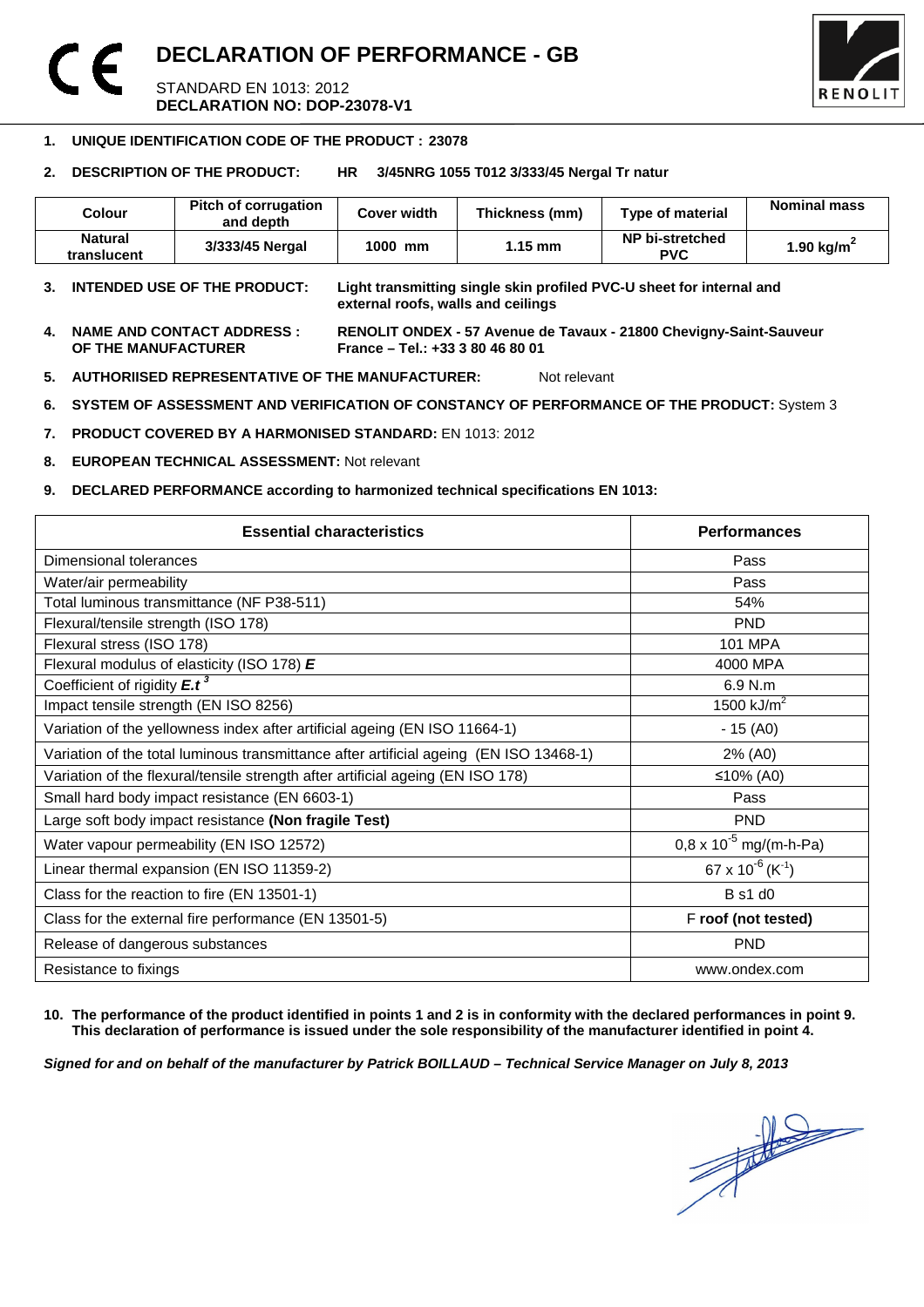# DECLARATION OF PERFORMANCE - GB

STANDARD EN 1013: 2012
**DECLARATION NO: DOP-23078-V1**

**1. UNIQUE IDENTIFICATION CODE OF THE PRODUCT : 23078**

**2. DESCRIPTION OF THE PRODUCT: HR 3/45NRG 1055 T012 3/333/45 Nergal Tr natur**

| Colour | Pitch of corrugation and depth | Cover width | Thickness (mm) | Type of material | Nominal mass |
|---|---|---|---|---|---|
| **Natural translucent** | **3/333/45 Nergal** | **1000 mm** | **1.15 mm** | **NP bi-stretched PVC** | **1.90 kg/m$^2$** |

**3. INTENDED USE OF THE PRODUCT:** **Light transmitting single skin profiled PVC-U sheet for internal and external roofs, walls and ceilings**

**4. NAME AND CONTACT ADDRESS : OF THE MANUFACTURER** **RENOLIT ONDEX - 57 Avenue de Tavaux - 21800 Chevigny-Saint-Sauveur France – Tel.: +33 3 80 46 80 01**

**5. AUTHORIISED REPRESENTATIVE OF THE MANUFACTURER:** Not relevant

**6. SYSTEM OF ASSESSMENT AND VERIFICATION OF CONSTANCY OF PERFORMANCE OF THE PRODUCT:** System 3

**7. PRODUCT COVERED BY A HARMONISED STANDARD:** EN 1013: 2012

**8. EUROPEAN TECHNICAL ASSESSMENT:** Not relevant

**9. DECLARED PERFORMANCE according to harmonized technical specifications EN 1013:**

| Essential characteristics | Performances |
|---|---|
| Dimensional tolerances | Pass |
| Water/air permeability | Pass |
| Total luminous transmittance (NF P38-511) | 54% |
| Flexural/tensile strength (ISO 178) | PND |
| Flexural stress (ISO 178) | 101 MPA |
| Flexural modulus of elasticity (ISO 178) ***E*** | 4000 MPA |
| Coefficient of rigidity $E.t^3$ | 6.9 N.m |
| Impact tensile strength (EN ISO 8256) | 1500 kJ/m$^2$ |
| Variation of the yellowness index after artificial ageing (EN ISO 11664-1) | - 15 (A0) |
| Variation of the total luminous transmittance after artificial ageing (EN ISO 13468-1) | 2% (A0) |
| Variation of the flexural/tensile strength after artificial ageing (EN ISO 178) | ≤10% (A0) |
| Small hard body impact resistance (EN 6603-1) | Pass |
| Large soft body impact resistance **(Non fragile Test)** | PND |
| Water vapour permeability (EN ISO 12572) | 0,8 x $10^{-5}$ mg/(m-h-Pa) |
| Linear thermal expansion (EN ISO 11359-2) | 67 x $10^{-6}$ ($K^{-1}$) |
| Class for the reaction to fire (EN 13501-1) | B s1 d0 |
| Class for the external fire performance (EN 13501-5) | F **roof (not tested)** |
| Release of dangerous substances | PND |
| Resistance to fixings | www.ondex.com |

**10. The performance of the product identified in points 1 and 2 is in conformity with the declared performances in point 9. This declaration of performance is issued under the sole responsibility of the manufacturer identified in point 4.**

***Signed for and on behalf of the manufacturer by Patrick BOILLAUD – Technical Service Manager on July 8, 2013***